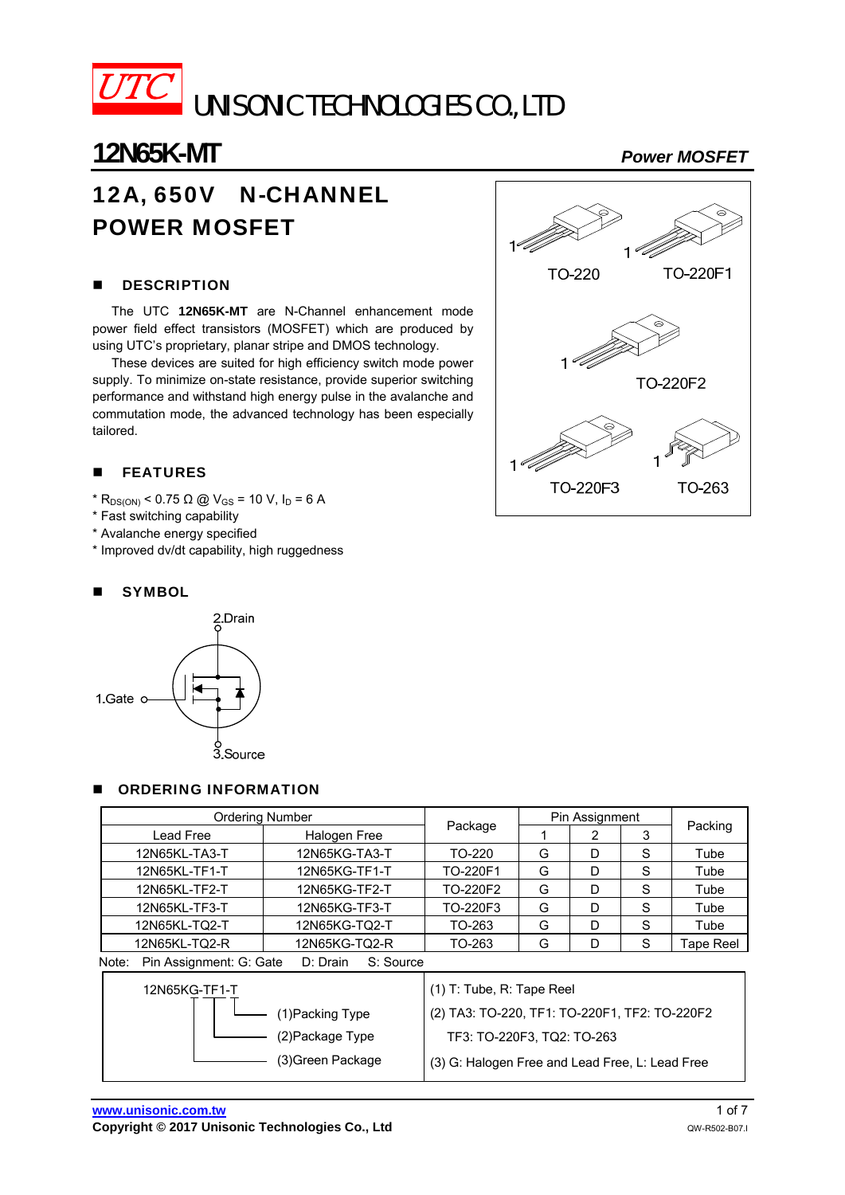UTC UNISONIC TECHNOLOGIES CO., LTD

# 12N65K-MT

*Power MOSFET*

## 12A, 650V N-CHANNEL POWER MOSFET

TO-220 TO-220F1

TO-220F2

TO-220F3 TO-263

### ■ DESCRIPTION

The UTC **12N65K-MT** are N-Channel enhancement mode power field effect transistors (MOSFET) which are produced by using UTC's proprietary, planar stripe and DMOS technology.

These devices are suited for high efficiency switch mode power supply. To minimize on-state resistance, provide superior switching performance and withstand high energy pulse in the avalanche and commutation mode, the advanced technology has been especially tailored.

### ■ FEATURES

* $R_{DS(ON)}$ < 0.75 Ω @ $V_{GS}$ = 10 V, $I_D$ = 6 A
* Fast switching capability
* Avalanche energy specified
* Improved dv/dt capability, high ruggedness

### ■ SYMBOL

2.Drain

1.Gate

3.Source

### ■ ORDERING INFORMATION

| Ordering Number | | Package | Pin Assignment | | | Packing |
|---|---|---|---|---|---|---|
| Lead Free | Halogen Free | | 1 | 2 | 3 | |
| 12N65KL-TA3-T | 12N65KG-TA3-T | TO-220 | G | D | S | Tube |
| 12N65KL-TF1-T | 12N65KG-TF1-T | TO-220F1 | G | D | S | Tube |
| 12N65KL-TF2-T | 12N65KG-TF2-T | TO-220F2 | G | D | S | Tube |
| 12N65KL-TF3-T | 12N65KG-TF3-T | TO-220F3 | G | D | S | Tube |
| 12N65KL-TQ2-T | 12N65KG-TQ2-T | TO-263 | G | D | S | Tube |
| 12N65KL-TQ2-R | 12N65KG-TQ2-R | TO-263 | G | D | S | Tape Reel |

Note: Pin Assignment: G: Gate D: Drain S: Source

| 12N65KG-TF1-T | |
|---|---|
| (1)Packing Type | (1) T: Tube, R: Tape Reel |
| (2)Package Type | (2) TA3: TO-220, TF1: TO-220F1, TF2: TO-220F2<br>TF3: TO-220F3, TQ2: TO-263 |
| (3)Green Package | (3) G: Halogen Free and Lead Free, L: Lead Free |

www.unisonic.com.tw

Copyright © 2017 Unisonic Technologies Co., Ltd

QW-R502-B07.I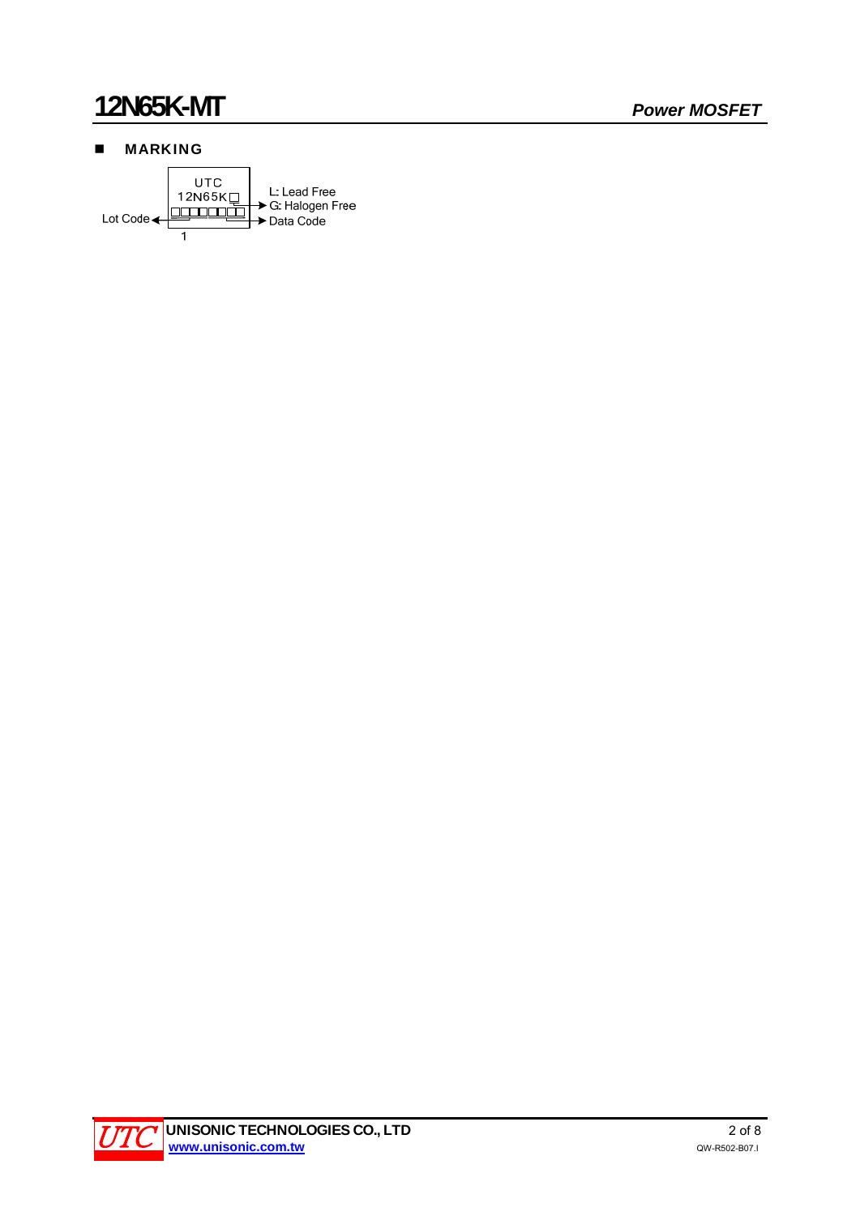## MARKING

UTC
12N65K□
□□□□□□□

Lot Code

1

L: Lead Free
G: Halogen Free

Data Code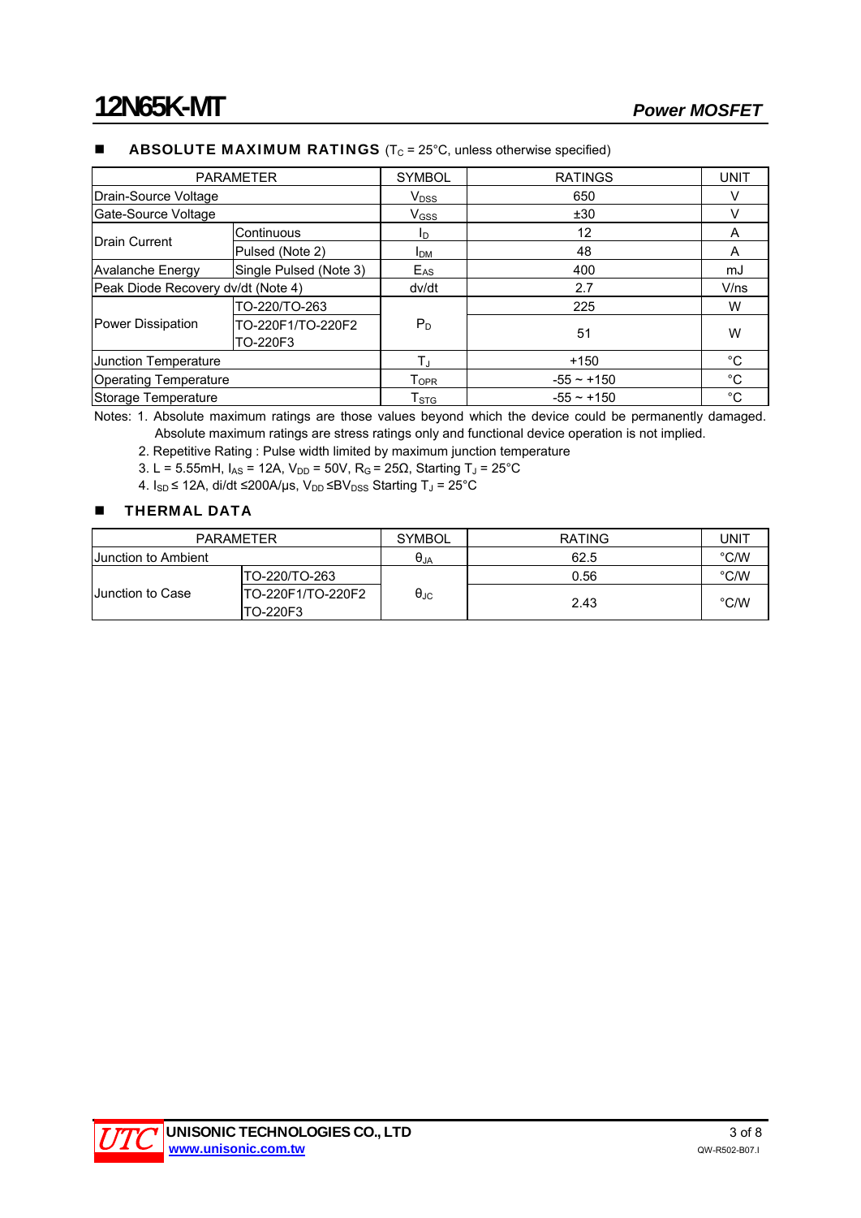## ABSOLUTE MAXIMUM RATINGS ($T_C$ = 25°C, unless otherwise specified)

| PARAMETER | | SYMBOL | RATINGS | UNIT |
|---|---|---|---|---|
| Drain-Source Voltage | | $V_{DSS}$ | 650 | V |
| Gate-Source Voltage | | $V_{GSS}$ | ±30 | V |
| Drain Current | Continuous | $I_D$ | 12 | A |
| | Pulsed (Note 2) | $I_{DM}$ | 48 | A |
| Avalanche Energy | Single Pulsed (Note 3) | $E_{AS}$ | 400 | mJ |
| Peak Diode Recovery dv/dt (Note 4) | | dv/dt | 2.7 | V/ns |
| Power Dissipation | TO-220/TO-263 | $P_D$ | 225 | W |
| | TO-220F1/TO-220F2 TO-220F3 | | 51 | W |
| Junction Temperature | | $T_J$ | +150 | °C |
| Operating Temperature | | $T_{OPR}$ | -55 ~ +150 | °C |
| Storage Temperature | | $T_{STG}$ | -55 ~ +150 | °C |

Notes: 1. Absolute maximum ratings are those values beyond which the device could be permanently damaged. Absolute maximum ratings are stress ratings only and functional device operation is not implied.

2. Repetitive Rating : Pulse width limited by maximum junction temperature

3. L = 5.55mH, $I_{AS}$ = 12A, $V_{DD}$ = 50V, $R_G$ = 25Ω, Starting $T_J$ = 25°C

4. $I_{SD}$ ≤ 12A, di/dt ≤200A/μs, $V_{DD}$ ≤$BV_{DSS}$ Starting $T_J$ = 25°C

## THERMAL DATA

| PARAMETER | | SYMBOL | RATING | UNIT |
|---|---|---|---|---|
| Junction to Ambient | | $\theta_{JA}$ | 62.5 | °C/W |
| Junction to Case | TO-220/TO-263 | $\theta_{JC}$ | 0.56 | °C/W |
| | TO-220F1/TO-220F2 TO-220F3 | | 2.43 | °C/W |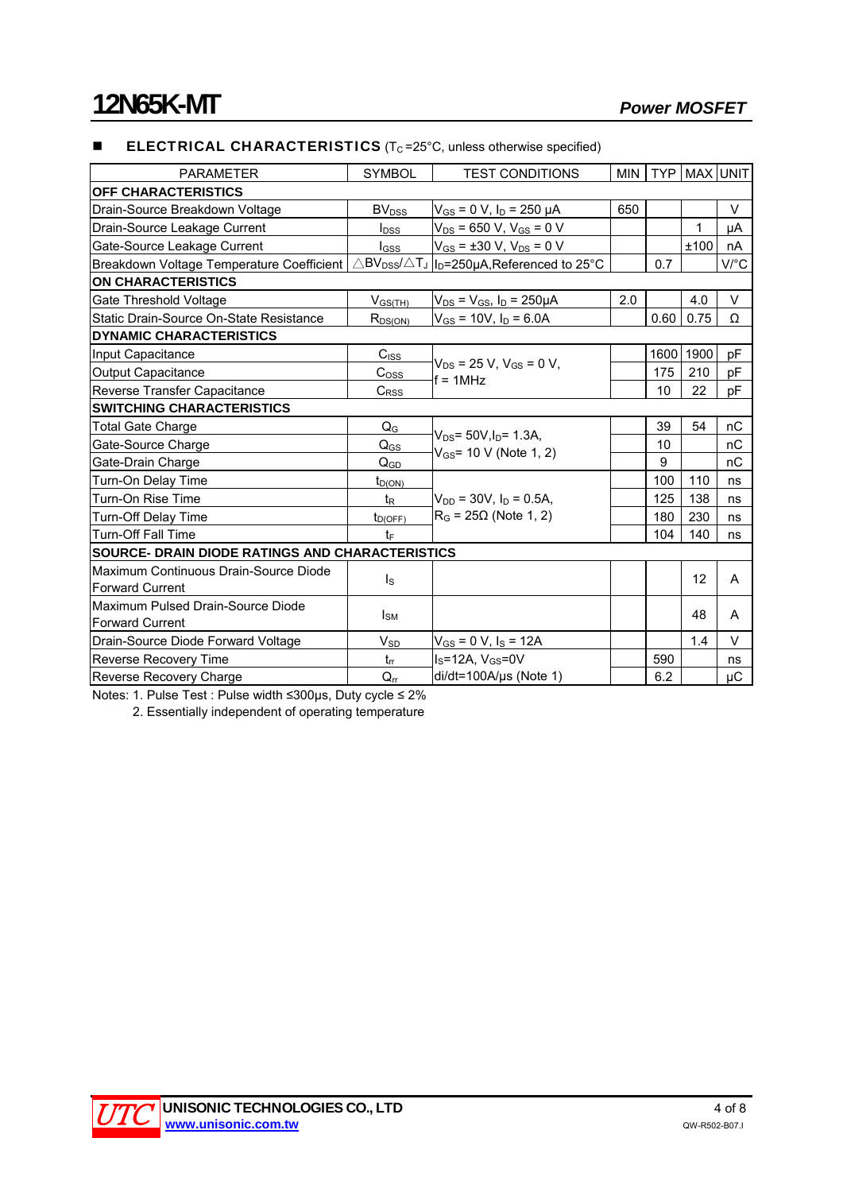## ■ ELECTRICAL CHARACTERISTICS ($T_C$=25°C, unless otherwise specified)

| PARAMETER | SYMBOL | TEST CONDITIONS | MIN | TYP | MAX | UNIT |
|---|---|---|---|---|---|---|
| **OFF CHARACTERISTICS** | | | | | | |
| Drain-Source Breakdown Voltage | $BV_{DSS}$ | $V_{GS}$ = 0 V, $I_D$ = 250 μA | 650 | | | V |
| Drain-Source Leakage Current | $I_{DSS}$ | $V_{DS}$ = 650 V, $V_{GS}$ = 0 V | | | 1 | μA |
| Gate-Source Leakage Current | $I_{GSS}$ | $V_{GS}$ = ±30 V, $V_{DS}$ = 0 V | | | ±100 | nA |
| Breakdown Voltage Temperature Coefficient | $\triangle BV_{DSS}/\triangle T_J$ | $I_D$=250μA,Referenced to 25°C | | 0.7 | | V/°C |
| **ON CHARACTERISTICS** | | | | | | |
| Gate Threshold Voltage | $V_{GS(TH)}$ | $V_{DS}$ = $V_{GS}$, $I_D$ = 250μA | 2.0 | | 4.0 | V |
| Static Drain-Source On-State Resistance | $R_{DS(ON)}$ | $V_{GS}$ = 10V, $I_D$ = 6.0A | | 0.60 | 0.75 | Ω |
| **DYNAMIC CHARACTERISTICS** | | | | | | |
| Input Capacitance | $C_{ISS}$ | $V_{DS}$ = 25 V, $V_{GS}$ = 0 V, f = 1MHz | | 1600 | 1900 | pF |
| Output Capacitance | $C_{OSS}$ | | | 175 | 210 | pF |
| Reverse Transfer Capacitance | $C_{RSS}$ | | | 10 | 22 | pF |
| **SWITCHING CHARACTERISTICS** | | | | | | |
| Total Gate Charge | $Q_G$ | $V_{DS}$= 50V,$I_D$= 1.3A, $V_{GS}$= 10 V (Note 1, 2) | | 39 | 54 | nC |
| Gate-Source Charge | $Q_{GS}$ | | | 10 | | nC |
| Gate-Drain Charge | $Q_{GD}$ | | | 9 | | nC |
| Turn-On Delay Time | $t_{D(ON)}$ | $V_{DD}$ = 30V, $I_D$ = 0.5A, $R_G$ = 25Ω (Note 1, 2) | | 100 | 110 | ns |
| Turn-On Rise Time | $t_R$ | | | 125 | 138 | ns |
| Turn-Off Delay Time | $t_{D(OFF)}$ | | | 180 | 230 | ns |
| Turn-Off Fall Time | $t_F$ | | | 104 | 140 | ns |
| **SOURCE- DRAIN DIODE RATINGS AND CHARACTERISTICS** | | | | | | |
| Maximum Continuous Drain-Source Diode Forward Current | $I_S$ | | | | 12 | A |
| Maximum Pulsed Drain-Source Diode Forward Current | $I_{SM}$ | | | | 48 | A |
| Drain-Source Diode Forward Voltage | $V_{SD}$ | $V_{GS}$ = 0 V, $I_S$ = 12A | | | 1.4 | V |
| Reverse Recovery Time | $t_{rr}$ | $I_S$=12A, $V_{GS}$=0V di/dt=100A/μs (Note 1) | | 590 | | ns |
| Reverse Recovery Charge | $Q_{rr}$ | | | 6.2 | | μC |

Notes: 1. Pulse Test : Pulse width ≤300μs, Duty cycle ≤ 2%

2. Essentially independent of operating temperature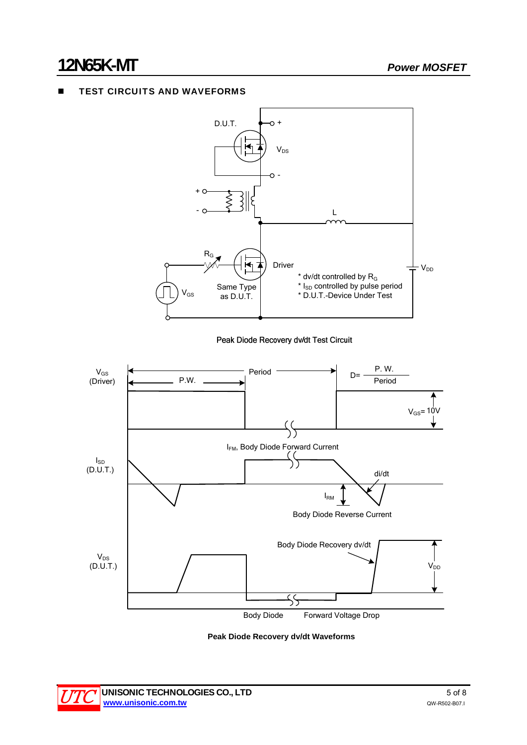## ■ TEST CIRCUITS AND WAVEFORMS

D.U.T.

$V_{DS}$

L

$R_G$

Driver

$V_{DD}$

$V_{GS}$

Same Type as D.U.T.

* dv/dt controlled by $R_G$
* $I_{SD}$ controlled by pulse period
* D.U.T.-Device Under Test

Peak Diode Recovery dv/dt Test Circuit

$V_{GS}$ (Driver)

Period

P.W.

$D = \frac{P.W.}{Period}$

$V_{GS}$= 10V

$I_{SD}$ (D.U.T.)

$I_{FM}$, Body Diode Forward Current

di/dt

$I_{RM}$

Body Diode Reverse Current

$V_{DS}$ (D.U.T.)

Body Diode Recovery dv/dt

$V_{DD}$

Body Diode Forward Voltage Drop

**Peak Diode Recovery dv/dt Waveforms**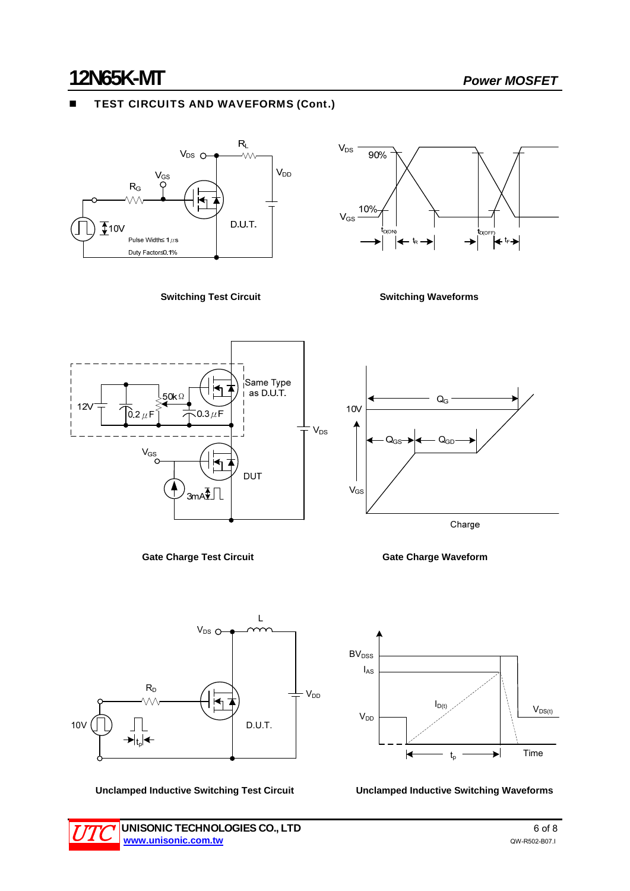## ■ TEST CIRCUITS AND WAVEFORMS (Cont.)

Switching Test Circuit

Switching Waveforms

Gate Charge Test Circuit

Gate Charge Waveform

Unclamped Inductive Switching Test Circuit

Unclamped Inductive Switching Waveforms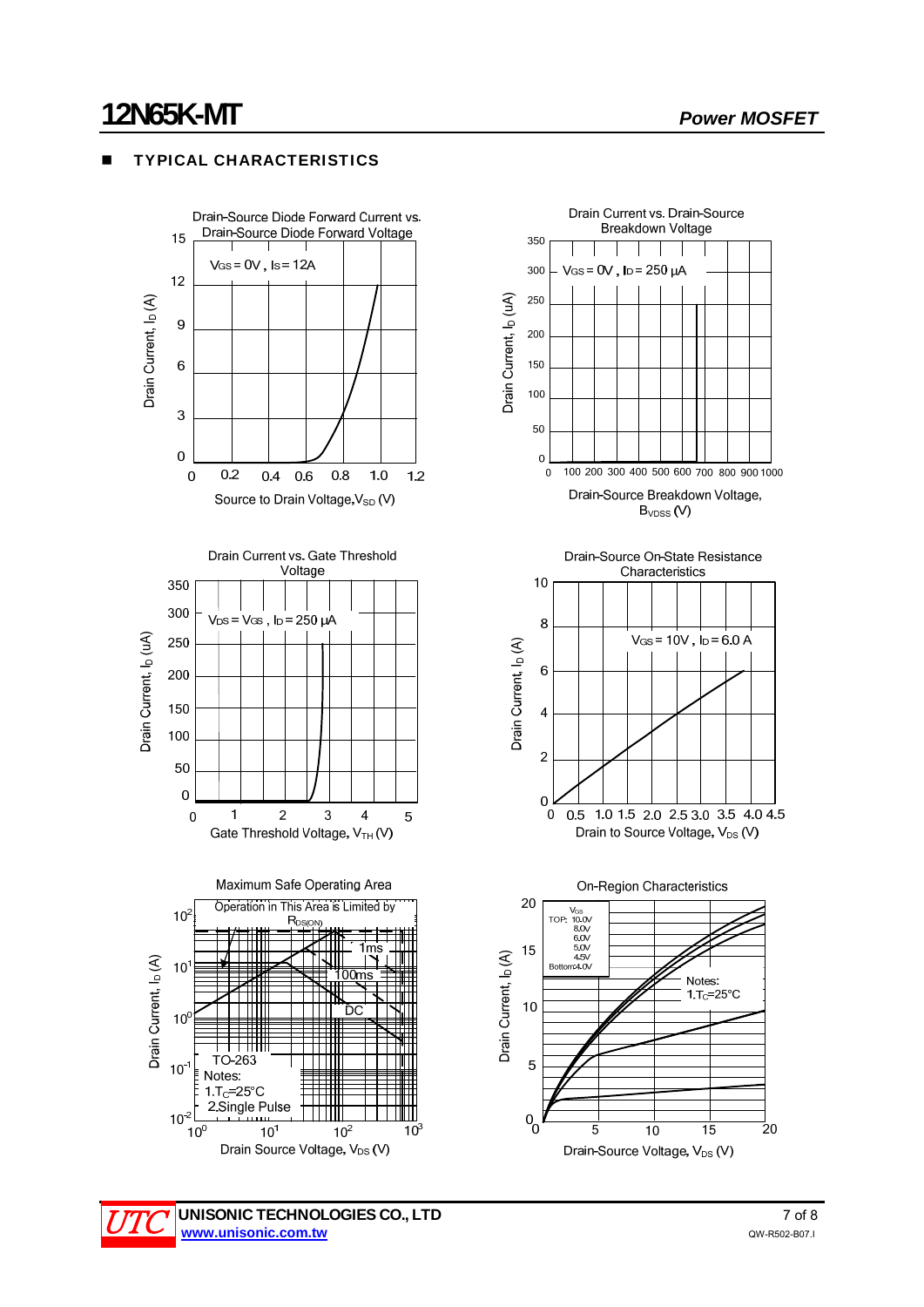## ■ TYPICAL CHARACTERISTICS

**Drain-Source Diode Forward Current vs. Drain-Source Diode Forward Voltage**

$V_{GS}$ = 0V , $I_S$ = 12A

Drain Current, $I_D$ (A)

Source to Drain Voltage, $V_{SD}$ (V)

**Drain Current vs. Drain-Source Breakdown Voltage**

$V_{GS}$ = 0V , $I_D$ = 250 μA

Drain Current, $I_D$ (uA)

Drain-Source Breakdown Voltage, $B_{VDSS}$ (V)

**Drain Current vs. Gate Threshold Voltage**

$V_{DS}$ = $V_{GS}$ , $I_D$ = 250 μA

Drain Current, $I_D$ (uA)

Gate Threshold Voltage, $V_{TH}$ (V)

**Drain-Source On-State Resistance Characteristics**

$V_{GS}$ = 10V , $I_D$ = 6.0 A

Drain Current, $I_D$ (A)

Drain to Source Voltage, $V_{DS}$ (V)

**Maximum Safe Operating Area**

Operation in This Area is Limited by $R_{DS(ON)}$

1ms, 100ms, DC

TO-263

Notes:
1. $T_C$=25°C
2. Single Pulse

Drain Current, $I_D$ (A)

Drain Source Voltage, $V_{DS}$ (V)

**On-Region Characteristics**

$V_{GS}$
TOP: 10.0V, 8.0V, 6.0V, 5.0V, 4.5V
Bottom: 4.0V

Notes:
1. $T_C$=25°C

Drain Current, $I_D$ (A)

Drain-Source Voltage, $V_{DS}$ (V)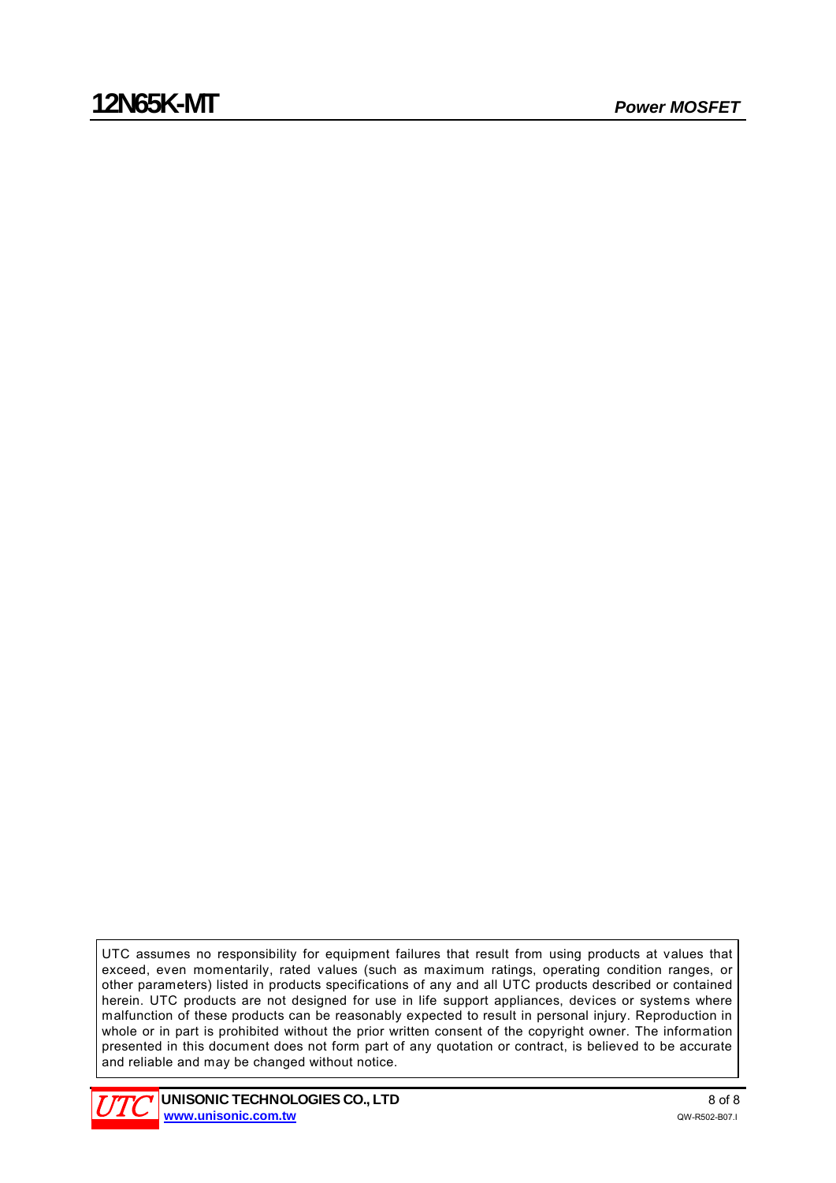UTC assumes no responsibility for equipment failures that result from using products at values that exceed, even momentarily, rated values (such as maximum ratings, operating condition ranges, or other parameters) listed in products specifications of any and all UTC products described or contained herein. UTC products are not designed for use in life support appliances, devices or systems where malfunction of these products can be reasonably expected to result in personal injury. Reproduction in whole or in part is prohibited without the prior written consent of the copyright owner. The information presented in this document does not form part of any quotation or contract, is believed to be accurate and reliable and may be changed without notice.